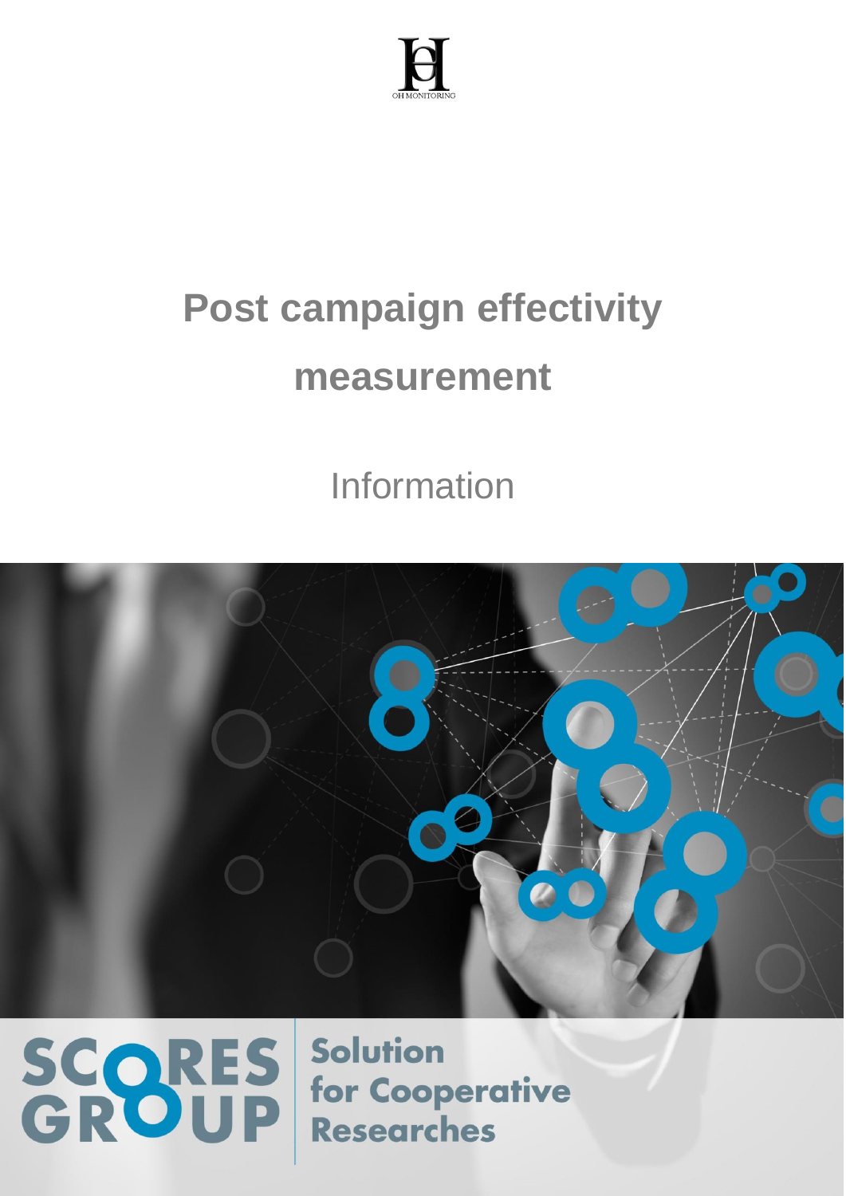OH MONITORING

# Post campaign effectivity measurement

Information

SCORES GROUP

Solution for Cooperative Researches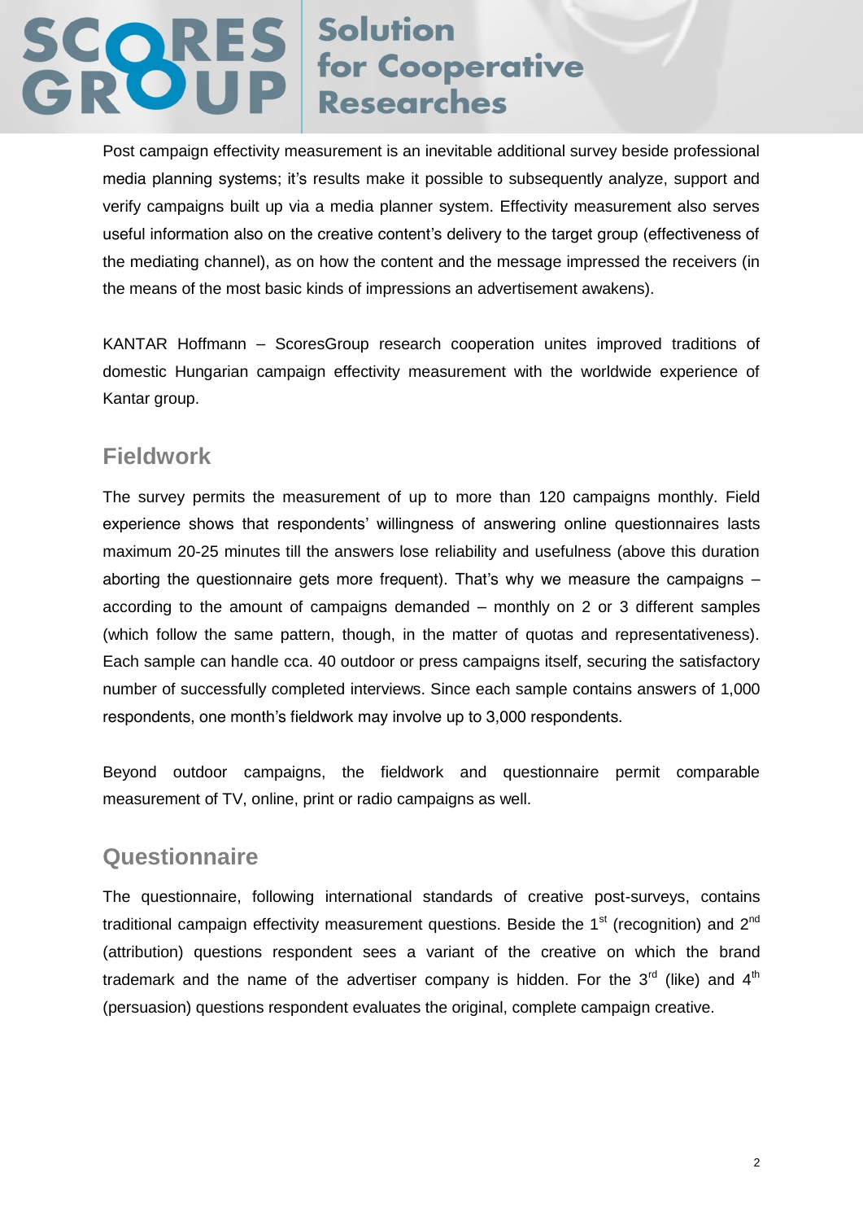Post campaign effectivity measurement is an inevitable additional survey beside professional media planning systems; it's results make it possible to subsequently analyze, support and verify campaigns built up via a media planner system. Effectivity measurement also serves useful information also on the creative content's delivery to the target group (effectiveness of the mediating channel), as on how the content and the message impressed the receivers (in the means of the most basic kinds of impressions an advertisement awakens).

KANTAR Hoffmann – ScoresGroup research cooperation unites improved traditions of domestic Hungarian campaign effectivity measurement with the worldwide experience of Kantar group.

## Fieldwork

The survey permits the measurement of up to more than 120 campaigns monthly. Field experience shows that respondents' willingness of answering online questionnaires lasts maximum 20-25 minutes till the answers lose reliability and usefulness (above this duration aborting the questionnaire gets more frequent). That's why we measure the campaigns – according to the amount of campaigns demanded – monthly on 2 or 3 different samples (which follow the same pattern, though, in the matter of quotas and representativeness). Each sample can handle cca. 40 outdoor or press campaigns itself, securing the satisfactory number of successfully completed interviews. Since each sample contains answers of 1,000 respondents, one month's fieldwork may involve up to 3,000 respondents.

Beyond outdoor campaigns, the fieldwork and questionnaire permit comparable measurement of TV, online, print or radio campaigns as well.

## Questionnaire

The questionnaire, following international standards of creative post-surveys, contains traditional campaign effectivity measurement questions. Beside the 1st (recognition) and 2nd (attribution) questions respondent sees a variant of the creative on which the brand trademark and the name of the advertiser company is hidden. For the 3rd (like) and 4th (persuasion) questions respondent evaluates the original, complete campaign creative.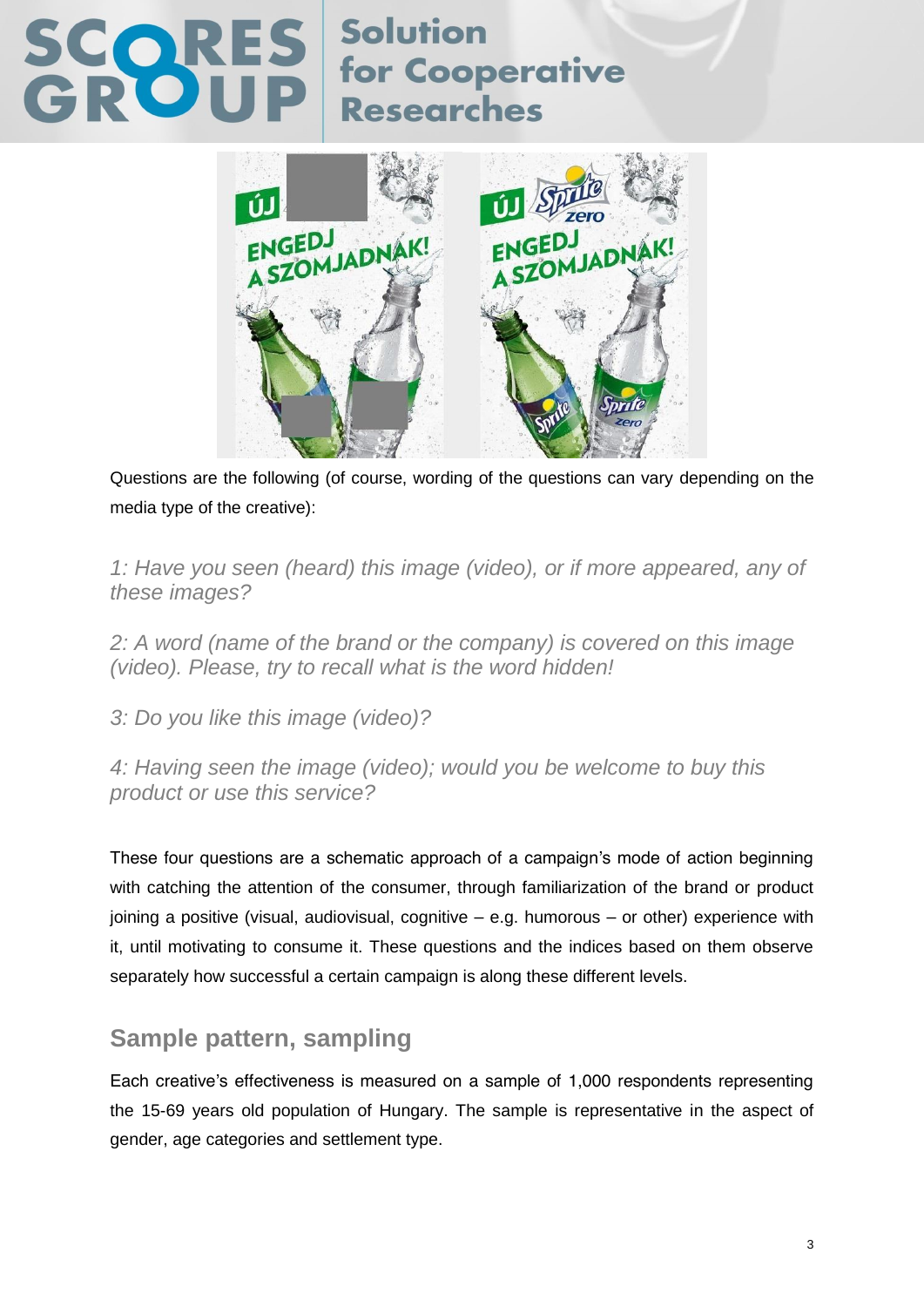Questions are the following (of course, wording of the questions can vary depending on the media type of the creative):

*1: Have you seen (heard) this image (video), or if more appeared, any of these images?*

*2: A word (name of the brand or the company) is covered on this image (video). Please, try to recall what is the word hidden!*

*3: Do you like this image (video)?*

*4: Having seen the image (video); would you be welcome to buy this product or use this service?*

These four questions are a schematic approach of a campaign's mode of action beginning with catching the attention of the consumer, through familiarization of the brand or product joining a positive (visual, audiovisual, cognitive – e.g. humorous – or other) experience with it, until motivating to consume it. These questions and the indices based on them observe separately how successful a certain campaign is along these different levels.

## Sample pattern, sampling

Each creative's effectiveness is measured on a sample of 1,000 respondents representing the 15-69 years old population of Hungary. The sample is representative in the aspect of gender, age categories and settlement type.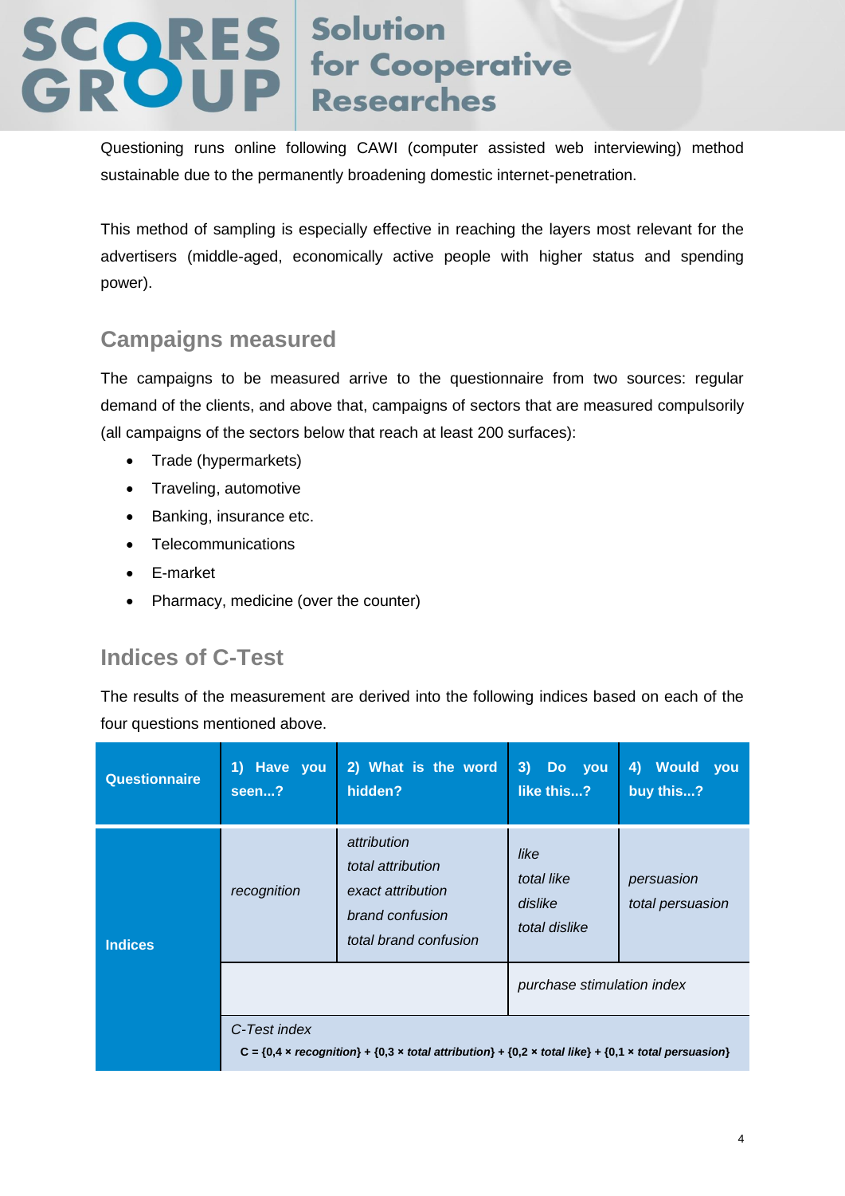Questioning runs online following CAWI (computer assisted web interviewing) method sustainable due to the permanently broadening domestic internet-penetration.

This method of sampling is especially effective in reaching the layers most relevant for the advertisers (middle-aged, economically active people with higher status and spending power).

## Campaigns measured

The campaigns to be measured arrive to the questionnaire from two sources: regular demand of the clients, and above that, campaigns of sectors that are measured compulsorily (all campaigns of the sectors below that reach at least 200 surfaces):

- Trade (hypermarkets)
- Traveling, automotive
- Banking, insurance etc.
- Telecommunications
- E-market
- Pharmacy, medicine (over the counter)

## Indices of C-Test

The results of the measurement are derived into the following indices based on each of the four questions mentioned above.

| **Questionnaire** | **1) Have you seen...?** | **2) What is the word hidden?** | **3) Do you like this...?** | **4) Would you buy this...?** |
|---|---|---|---|---|
| **Indices** | *recognition* | *attribution*<br>*total attribution*<br>*exact attribution*<br>*brand confusion*<br>*total brand confusion* | *like*<br>*total like*<br>*dislike*<br>*total dislike* | *persuasion*<br>*total persuasion* |
| | | | *purchase stimulation index* | |
| | *C-Test index*<br>**C = {0,4 × *recognition*} + {0,3 × *total attribution*} + {0,2 × *total like*} + {0,1 × *total persuasion*}** | | | |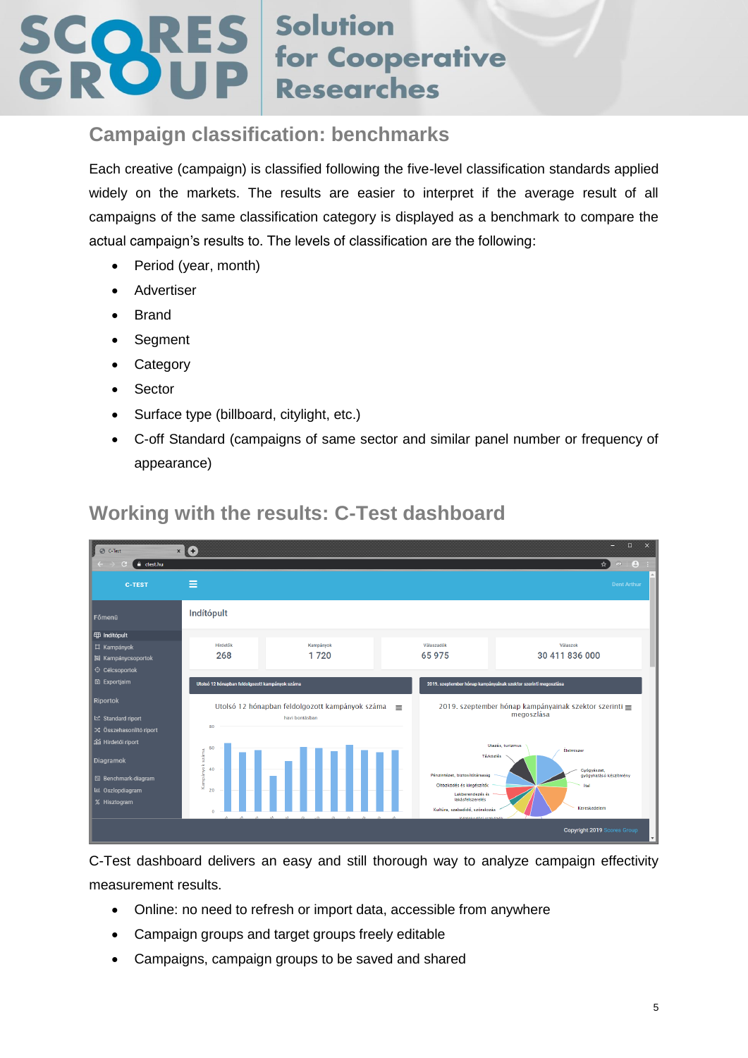## Campaign classification: benchmarks

Each creative (campaign) is classified following the five-level classification standards applied widely on the markets. The results are easier to interpret if the average result of all campaigns of the same classification category is displayed as a benchmark to compare the actual campaign's results to. The levels of classification are the following:

- Period (year, month)
- Advertiser
- Brand
- Segment
- Category
- Sector
- Surface type (billboard, citylight, etc.)
- C-off Standard (campaigns of same sector and similar panel number or frequency of appearance)

## Working with the results: C-Test dashboard

C-Test dashboard delivers an easy and still thorough way to analyze campaign effectivity measurement results.

- Online: no need to refresh or import data, accessible from anywhere
- Campaign groups and target groups freely editable
- Campaigns, campaign groups to be saved and shared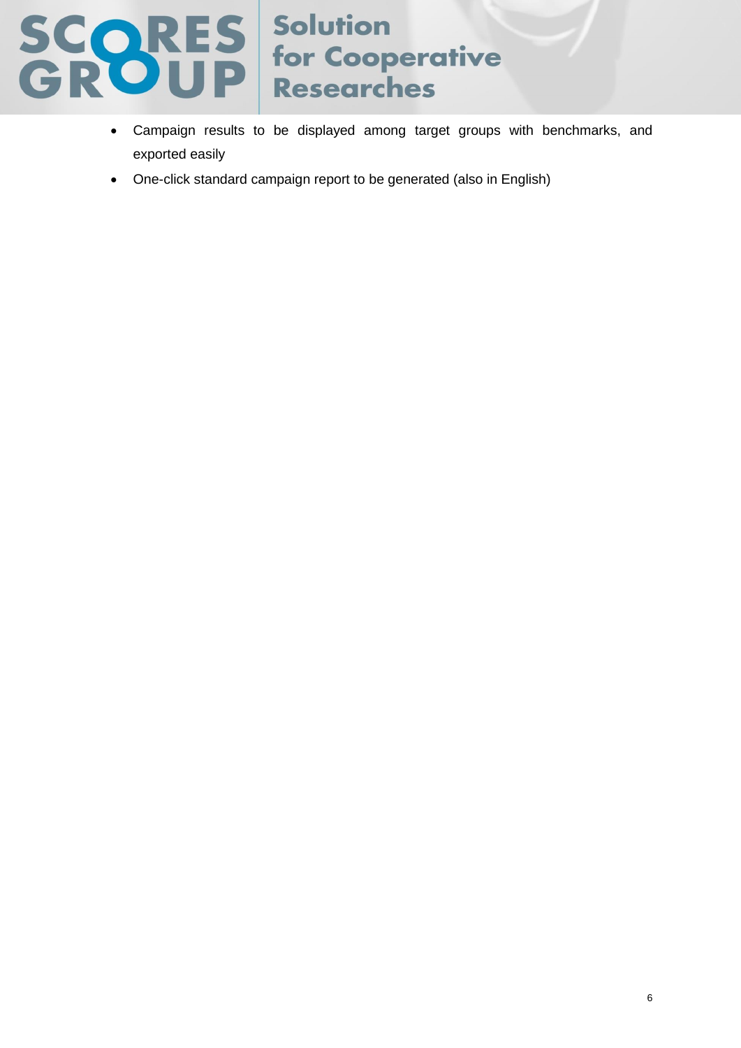- Campaign results to be displayed among target groups with benchmarks, and exported easily
- One-click standard campaign report to be generated (also in English)